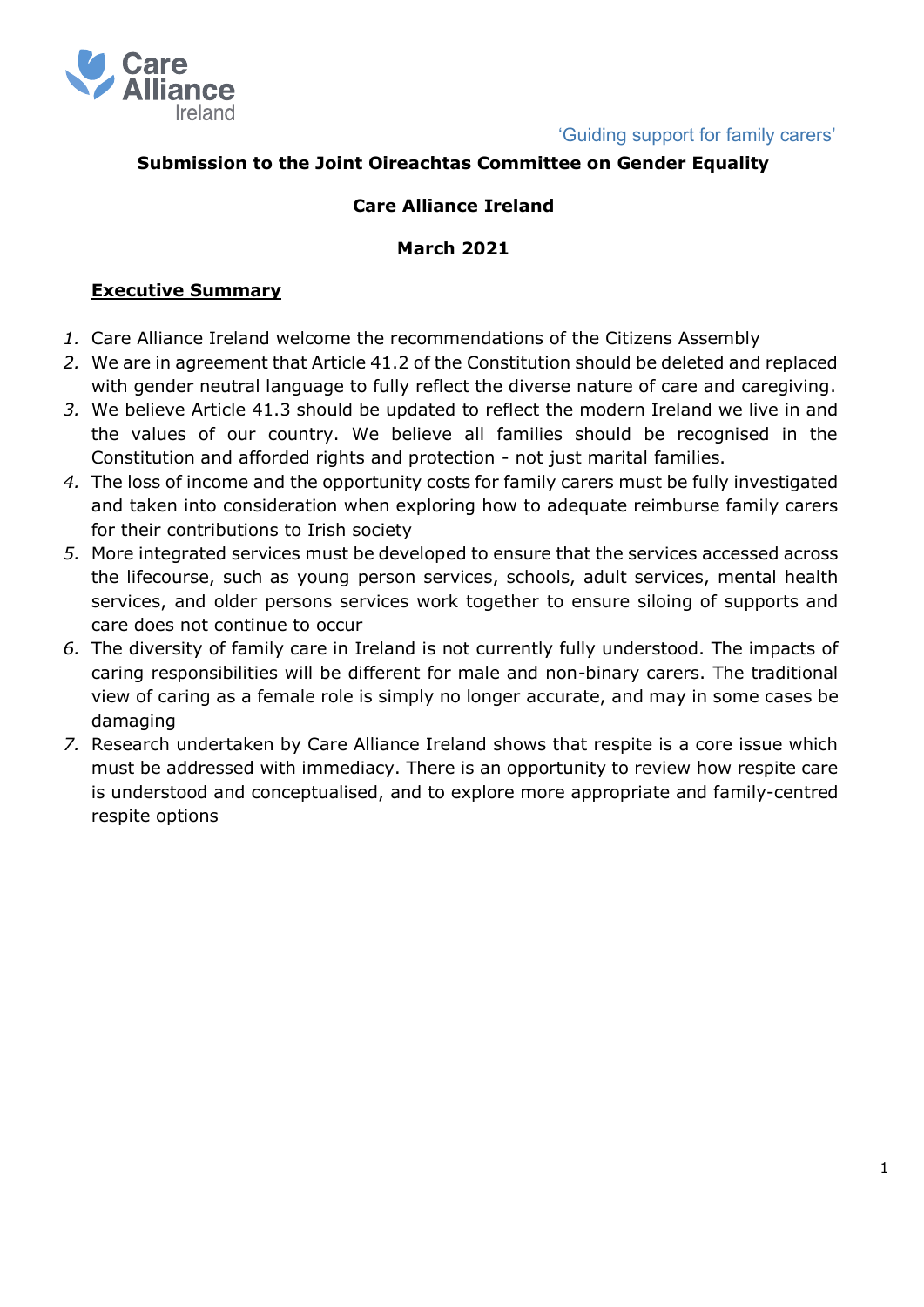Care Alliance Ireland

'Guiding support for family carers'

**Submission to the Joint Oireachtas Committee on Gender Equality**

**Care Alliance Ireland**

**March 2021**

## Executive Summary

1. Care Alliance Ireland welcome the recommendations of the Citizens Assembly
2. We are in agreement that Article 41.2 of the Constitution should be deleted and replaced with gender neutral language to fully reflect the diverse nature of care and caregiving.
3. We believe Article 41.3 should be updated to reflect the modern Ireland we live in and the values of our country. We believe all families should be recognised in the Constitution and afforded rights and protection - not just marital families.
4. The loss of income and the opportunity costs for family carers must be fully investigated and taken into consideration when exploring how to adequate reimburse family carers for their contributions to Irish society
5. More integrated services must be developed to ensure that the services accessed across the lifecourse, such as young person services, schools, adult services, mental health services, and older persons services work together to ensure siloing of supports and care does not continue to occur
6. The diversity of family care in Ireland is not currently fully understood. The impacts of caring responsibilities will be different for male and non-binary carers. The traditional view of caring as a female role is simply no longer accurate, and may in some cases be damaging
7. Research undertaken by Care Alliance Ireland shows that respite is a core issue which must be addressed with immediacy. There is an opportunity to review how respite care is understood and conceptualised, and to explore more appropriate and family-centred respite options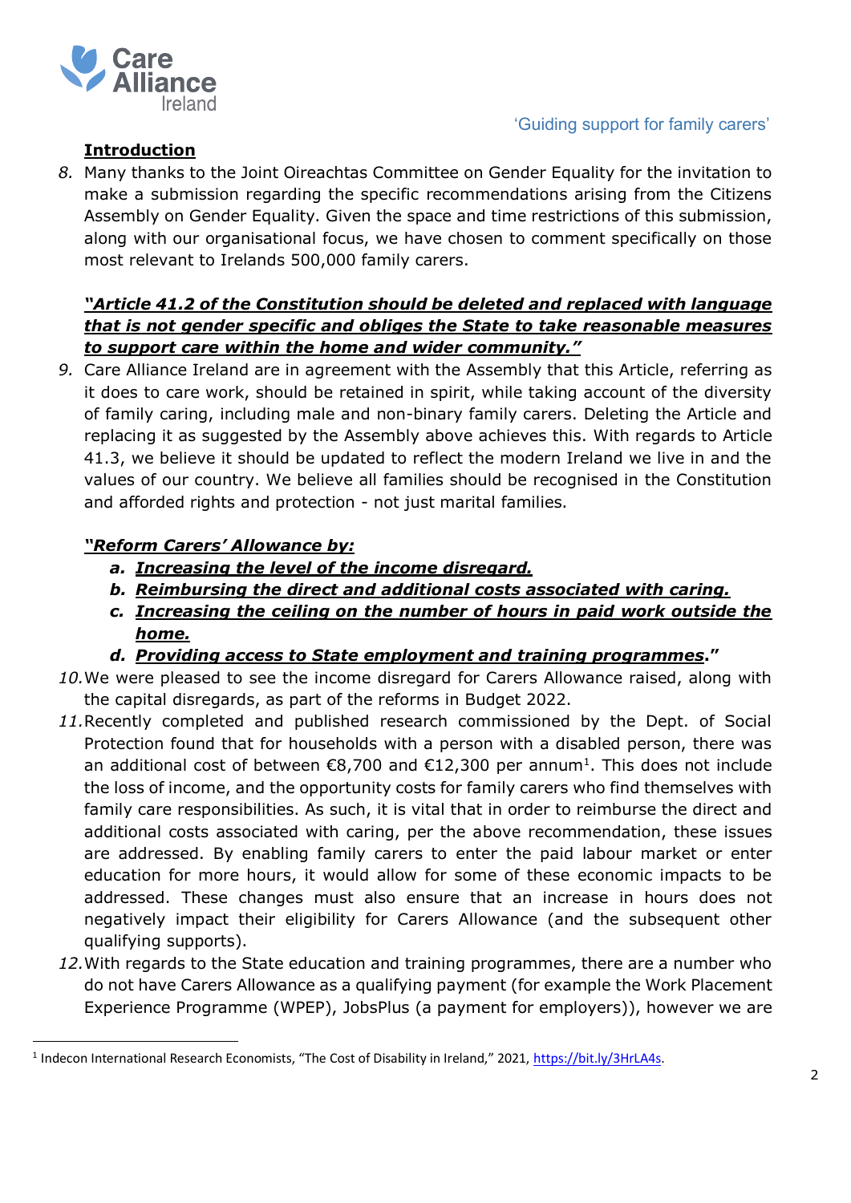**Introduction**

8. Many thanks to the Joint Oireachtas Committee on Gender Equality for the invitation to make a submission regarding the specific recommendations arising from the Citizens Assembly on Gender Equality. Given the space and time restrictions of this submission, along with our organisational focus, we have chosen to comment specifically on those most relevant to Irelands 500,000 family carers.

***"Article 41.2 of the Constitution should be deleted and replaced with language that is not gender specific and obliges the State to take reasonable measures to support care within the home and wider community."***

9. Care Alliance Ireland are in agreement with the Assembly that this Article, referring as it does to care work, should be retained in spirit, while taking account of the diversity of family caring, including male and non-binary family carers. Deleting the Article and replacing it as suggested by the Assembly above achieves this. With regards to Article 41.3, we believe it should be updated to reflect the modern Ireland we live in and the values of our country. We believe all families should be recognised in the Constitution and afforded rights and protection - not just marital families.

***"Reform Carers' Allowance by:***

- ***a. Increasing the level of the income disregard.***
- ***b. Reimbursing the direct and additional costs associated with caring.***
- ***c. Increasing the ceiling on the number of hours in paid work outside the home.***
- ***d. Providing access to State employment and training programmes."***

10. We were pleased to see the income disregard for Carers Allowance raised, along with the capital disregards, as part of the reforms in Budget 2022.

11. Recently completed and published research commissioned by the Dept. of Social Protection found that for households with a person with a disabled person, there was an additional cost of between €8,700 and €12,300 per annum[1]. This does not include the loss of income, and the opportunity costs for family carers who find themselves with family care responsibilities. As such, it is vital that in order to reimburse the direct and additional costs associated with caring, per the above recommendation, these issues are addressed. By enabling family carers to enter the paid labour market or enter education for more hours, it would allow for some of these economic impacts to be addressed. These changes must also ensure that an increase in hours does not negatively impact their eligibility for Carers Allowance (and the subsequent other qualifying supports).

12. With regards to the State education and training programmes, there are a number who do not have Carers Allowance as a qualifying payment (for example the Work Placement Experience Programme (WPEP), JobsPlus (a payment for employers)), however we are

[1] Indecon International Research Economists, "The Cost of Disability in Ireland," 2021, https://bit.ly/3HrLA4s.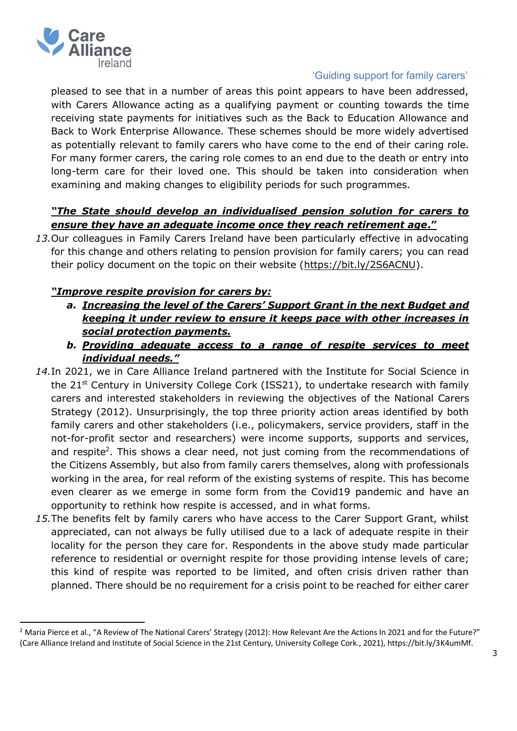pleased to see that in a number of areas this point appears to have been addressed, with Carers Allowance acting as a qualifying payment or counting towards the time receiving state payments for initiatives such as the Back to Education Allowance and Back to Work Enterprise Allowance. These schemes should be more widely advertised as potentially relevant to family carers who have come to the end of their caring role. For many former carers, the caring role comes to an end due to the death or entry into long-term care for their loved one. This should be taken into consideration when examining and making changes to eligibility periods for such programmes.

***"The State should develop an individualised pension solution for carers to ensure they have an adequate income once they reach retirement age."***

13. Our colleagues in Family Carers Ireland have been particularly effective in advocating for this change and others relating to pension provision for family carers; you can read their policy document on the topic on their website (https://bit.ly/2S6ACNU).

***"Improve respite provision for carers by:***

- ***a. Increasing the level of the Carers' Support Grant in the next Budget and keeping it under review to ensure it keeps pace with other increases in social protection payments.***
- ***b. Providing adequate access to a range of respite services to meet individual needs."***

14. In 2021, we in Care Alliance Ireland partnered with the Institute for Social Science in the 21st Century in University College Cork (ISS21), to undertake research with family carers and interested stakeholders in reviewing the objectives of the National Carers Strategy (2012). Unsurprisingly, the top three priority action areas identified by both family carers and other stakeholders (i.e., policymakers, service providers, staff in the not-for-profit sector and researchers) were income supports, supports and services, and respite[2]. This shows a clear need, not just coming from the recommendations of the Citizens Assembly, but also from family carers themselves, along with professionals working in the area, for real reform of the existing systems of respite. This has become even clearer as we emerge in some form from the Covid19 pandemic and have an opportunity to rethink how respite is accessed, and in what forms.

15. The benefits felt by family carers who have access to the Carer Support Grant, whilst appreciated, can not always be fully utilised due to a lack of adequate respite in their locality for the person they care for. Respondents in the above study made particular reference to residential or overnight respite for those providing intense levels of care; this kind of respite was reported to be limited, and often crisis driven rather than planned. There should be no requirement for a crisis point to be reached for either carer

---

[2] Maria Pierce et al., "A Review of The National Carers' Strategy (2012): How Relevant Are the Actions In 2021 and for the Future?" (Care Alliance Ireland and Institute of Social Science in the 21st Century, University College Cork., 2021), https://bit.ly/3K4umMf.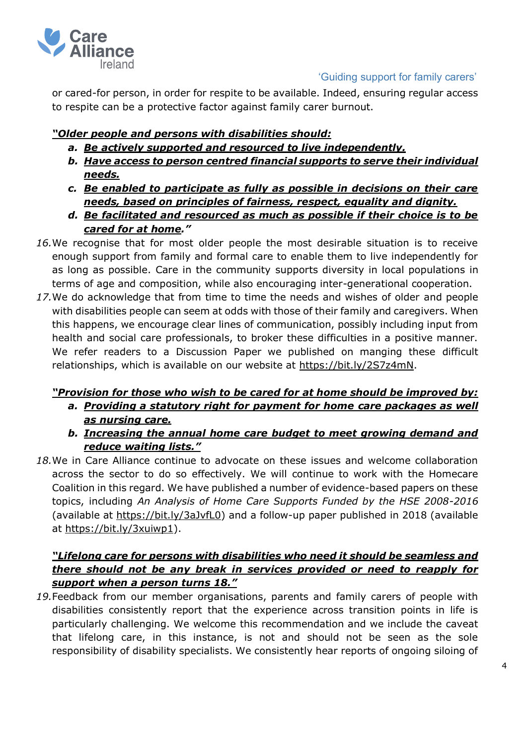or cared-for person, in order for respite to be available. Indeed, ensuring regular access to respite can be a protective factor against family carer burnout.

***"Older people and persons with disabilities should:***

- ***a. Be actively supported and resourced to live independently.***
- ***b. Have access to person centred financial supports to serve their individual needs.***
- ***c. Be enabled to participate as fully as possible in decisions on their care needs, based on principles of fairness, respect, equality and dignity.***
- ***d. Be facilitated and resourced as much as possible if their choice is to be cared for at home."***

16. We recognise that for most older people the most desirable situation is to receive enough support from family and formal care to enable them to live independently for as long as possible. Care in the community supports diversity in local populations in terms of age and composition, while also encouraging inter-generational cooperation.

17. We do acknowledge that from time to time the needs and wishes of older and people with disabilities people can seem at odds with those of their family and caregivers. When this happens, we encourage clear lines of communication, possibly including input from health and social care professionals, to broker these difficulties in a positive manner. We refer readers to a Discussion Paper we published on manging these difficult relationships, which is available on our website at https://bit.ly/2S7z4mN.

***"Provision for those who wish to be cared for at home should be improved by:***

- ***a. Providing a statutory right for payment for home care packages as well as nursing care.***
- ***b. Increasing the annual home care budget to meet growing demand and reduce waiting lists."***

18. We in Care Alliance continue to advocate on these issues and welcome collaboration across the sector to do so effectively. We will continue to work with the Homecare Coalition in this regard. We have published a number of evidence-based papers on these topics, including *An Analysis of Home Care Supports Funded by the HSE 2008-2016* (available at https://bit.ly/3aJvfL0) and a follow-up paper published in 2018 (available at https://bit.ly/3xuiwp1).

***"Lifelong care for persons with disabilities who need it should be seamless and there should not be any break in services provided or need to reapply for support when a person turns 18."***

19. Feedback from our member organisations, parents and family carers of people with disabilities consistently report that the experience across transition points in life is particularly challenging. We welcome this recommendation and we include the caveat that lifelong care, in this instance, is not and should not be seen as the sole responsibility of disability specialists. We consistently hear reports of ongoing siloing of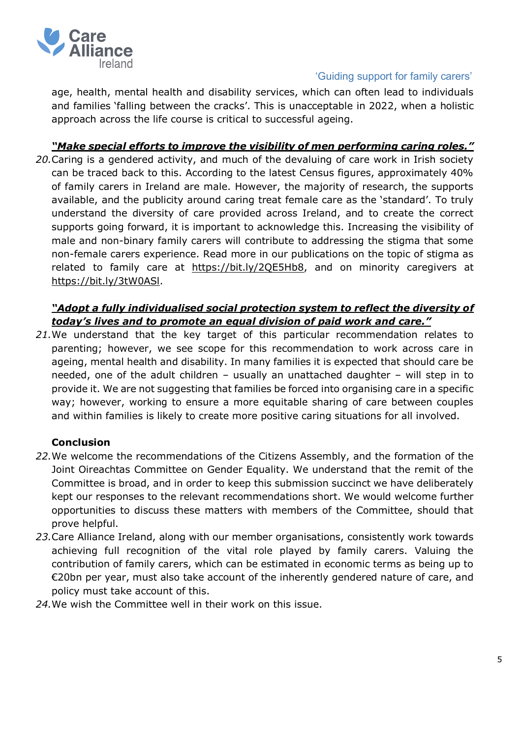age, health, mental health and disability services, which can often lead to individuals and families 'falling between the cracks'. This is unacceptable in 2022, when a holistic approach across the life course is critical to successful ageing.

***"Make special efforts to improve the visibility of men performing caring roles."***

20. Caring is a gendered activity, and much of the devaluing of care work in Irish society can be traced back to this. According to the latest Census figures, approximately 40% of family carers in Ireland are male. However, the majority of research, the supports available, and the publicity around caring treat female care as the 'standard'. To truly understand the diversity of care provided across Ireland, and to create the correct supports going forward, it is important to acknowledge this. Increasing the visibility of male and non-binary family carers will contribute to addressing the stigma that some non-female carers experience. Read more in our publications on the topic of stigma as related to family care at https://bit.ly/2QE5Hb8, and on minority caregivers at https://bit.ly/3tW0ASl.

***"Adopt a fully individualised social protection system to reflect the diversity of today's lives and to promote an equal division of paid work and care."***

21. We understand that the key target of this particular recommendation relates to parenting; however, we see scope for this recommendation to work across care in ageing, mental health and disability. In many families it is expected that should care be needed, one of the adult children – usually an unattached daughter – will step in to provide it. We are not suggesting that families be forced into organising care in a specific way; however, working to ensure a more equitable sharing of care between couples and within families is likely to create more positive caring situations for all involved.

**Conclusion**

22. We welcome the recommendations of the Citizens Assembly, and the formation of the Joint Oireachtas Committee on Gender Equality. We understand that the remit of the Committee is broad, and in order to keep this submission succinct we have deliberately kept our responses to the relevant recommendations short. We would welcome further opportunities to discuss these matters with members of the Committee, should that prove helpful.
23. Care Alliance Ireland, along with our member organisations, consistently work towards achieving full recognition of the vital role played by family carers. Valuing the contribution of family carers, which can be estimated in economic terms as being up to €20bn per year, must also take account of the inherently gendered nature of care, and policy must take account of this.
24. We wish the Committee well in their work on this issue.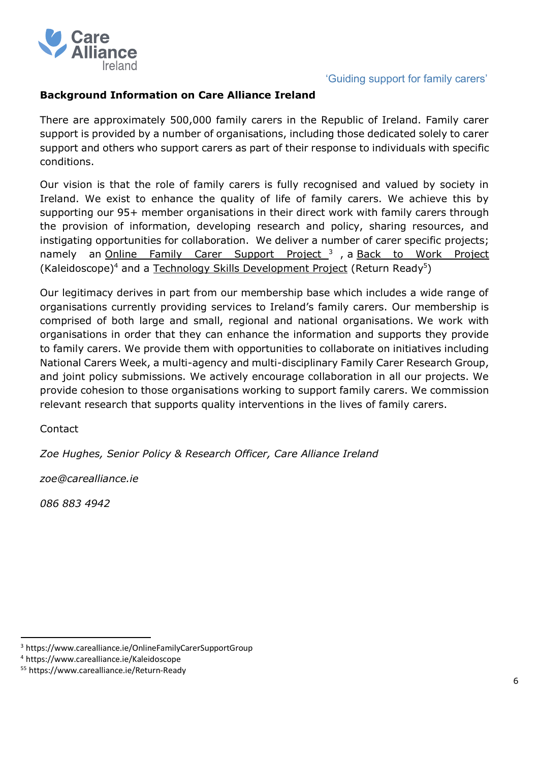'Guiding support for family carers'

**Background Information on Care Alliance Ireland**

There are approximately 500,000 family carers in the Republic of Ireland. Family carer support is provided by a number of organisations, including those dedicated solely to carer support and others who support carers as part of their response to individuals with specific conditions.

Our vision is that the role of family carers is fully recognised and valued by society in Ireland. We exist to enhance the quality of life of family carers. We achieve this by supporting our 95+ member organisations in their direct work with family carers through the provision of information, developing research and policy, sharing resources, and instigating opportunities for collaboration. We deliver a number of carer specific projects; namely an Online Family Carer Support Project [3], a Back to Work Project (Kaleidoscope)[4] and a Technology Skills Development Project (Return Ready[5])

Our legitimacy derives in part from our membership base which includes a wide range of organisations currently providing services to Ireland's family carers. Our membership is comprised of both large and small, regional and national organisations. We work with organisations in order that they can enhance the information and supports they provide to family carers. We provide them with opportunities to collaborate on initiatives including National Carers Week, a multi-agency and multi-disciplinary Family Carer Research Group, and joint policy submissions. We actively encourage collaboration in all our projects. We provide cohesion to those organisations working to support family carers. We commission relevant research that supports quality interventions in the lives of family carers.

Contact

*Zoe Hughes, Senior Policy & Research Officer, Care Alliance Ireland*

*zoe@carealliance.ie*

*086 883 4942*

---

[3] https://www.carealliance.ie/OnlineFamilyCarerSupportGroup

[4] https://www.carealliance.ie/Kaleidoscope

[55] https://www.carealliance.ie/Return-Ready